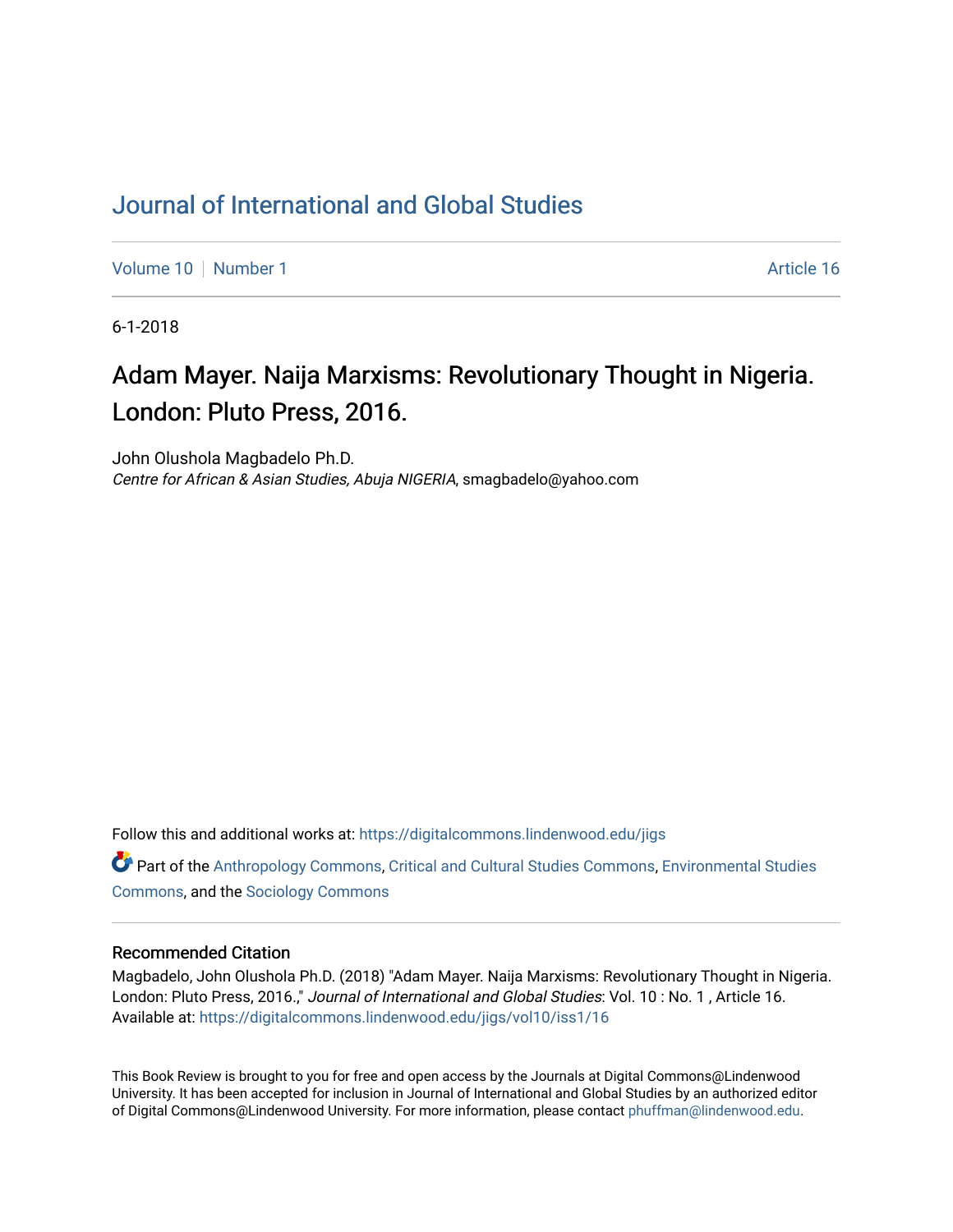# Journal of International and Global Studies

Volume 10 | Number 1 Article 16

6-1-2018

## Adam Mayer. Naija Marxisms: Revolutionary Thought in Nigeria. London: Pluto Press, 2016.

John Olushola Magbadelo Ph.D.
*Centre for African & Asian Studies, Abuja NIGERIA*, smagbadelo@yahoo.com

Follow this and additional works at: https://digitalcommons.lindenwood.edu/jigs

Part of the Anthropology Commons, Critical and Cultural Studies Commons, Environmental Studies Commons, and the Sociology Commons

### Recommended Citation

Magbadelo, John Olushola Ph.D. (2018) "Adam Mayer. Naija Marxisms: Revolutionary Thought in Nigeria. London: Pluto Press, 2016.," *Journal of International and Global Studies*: Vol. 10 : No. 1 , Article 16. Available at: https://digitalcommons.lindenwood.edu/jigs/vol10/iss1/16

This Book Review is brought to you for free and open access by the Journals at Digital Commons@Lindenwood University. It has been accepted for inclusion in Journal of International and Global Studies by an authorized editor of Digital Commons@Lindenwood University. For more information, please contact phuffman@lindenwood.edu.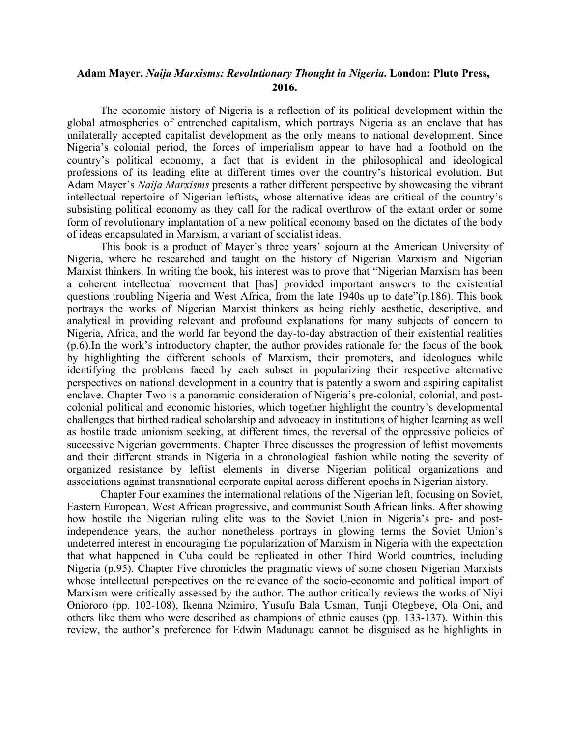**Adam Mayer. *Naija Marxisms: Revolutionary Thought in Nigeria*. London: Pluto Press, 2016.**

The economic history of Nigeria is a reflection of its political development within the global atmospherics of entrenched capitalism, which portrays Nigeria as an enclave that has unilaterally accepted capitalist development as the only means to national development. Since Nigeria's colonial period, the forces of imperialism appear to have had a foothold on the country's political economy, a fact that is evident in the philosophical and ideological professions of its leading elite at different times over the country's historical evolution. But Adam Mayer's *Naija Marxisms* presents a rather different perspective by showcasing the vibrant intellectual repertoire of Nigerian leftists, whose alternative ideas are critical of the country's subsisting political economy as they call for the radical overthrow of the extant order or some form of revolutionary implantation of a new political economy based on the dictates of the body of ideas encapsulated in Marxism, a variant of socialist ideas.

This book is a product of Mayer's three years' sojourn at the American University of Nigeria, where he researched and taught on the history of Nigerian Marxism and Nigerian Marxist thinkers. In writing the book, his interest was to prove that "Nigerian Marxism has been a coherent intellectual movement that [has] provided important answers to the existential questions troubling Nigeria and West Africa, from the late 1940s up to date"(p.186). This book portrays the works of Nigerian Marxist thinkers as being richly aesthetic, descriptive, and analytical in providing relevant and profound explanations for many subjects of concern to Nigeria, Africa, and the world far beyond the day-to-day abstraction of their existential realities (p.6).In the work's introductory chapter, the author provides rationale for the focus of the book by highlighting the different schools of Marxism, their promoters, and ideologues while identifying the problems faced by each subset in popularizing their respective alternative perspectives on national development in a country that is patently a sworn and aspiring capitalist enclave. Chapter Two is a panoramic consideration of Nigeria's pre-colonial, colonial, and post-colonial political and economic histories, which together highlight the country's developmental challenges that birthed radical scholarship and advocacy in institutions of higher learning as well as hostile trade unionism seeking, at different times, the reversal of the oppressive policies of successive Nigerian governments. Chapter Three discusses the progression of leftist movements and their different strands in Nigeria in a chronological fashion while noting the severity of organized resistance by leftist elements in diverse Nigerian political organizations and associations against transnational corporate capital across different epochs in Nigerian history.

Chapter Four examines the international relations of the Nigerian left, focusing on Soviet, Eastern European, West African progressive, and communist South African links. After showing how hostile the Nigerian ruling elite was to the Soviet Union in Nigeria's pre- and post-independence years, the author nonetheless portrays in glowing terms the Soviet Union's undeterred interest in encouraging the popularization of Marxism in Nigeria with the expectation that what happened in Cuba could be replicated in other Third World countries, including Nigeria (p.95). Chapter Five chronicles the pragmatic views of some chosen Nigerian Marxists whose intellectual perspectives on the relevance of the socio-economic and political import of Marxism were critically assessed by the author. The author critically reviews the works of Niyi Oniororo (pp. 102-108), Ikenna Nzimiro, Yusufu Bala Usman, Tunji Otegbeye, Ola Oni, and others like them who were described as champions of ethnic causes (pp. 133-137). Within this review, the author's preference for Edwin Madunagu cannot be disguised as he highlights in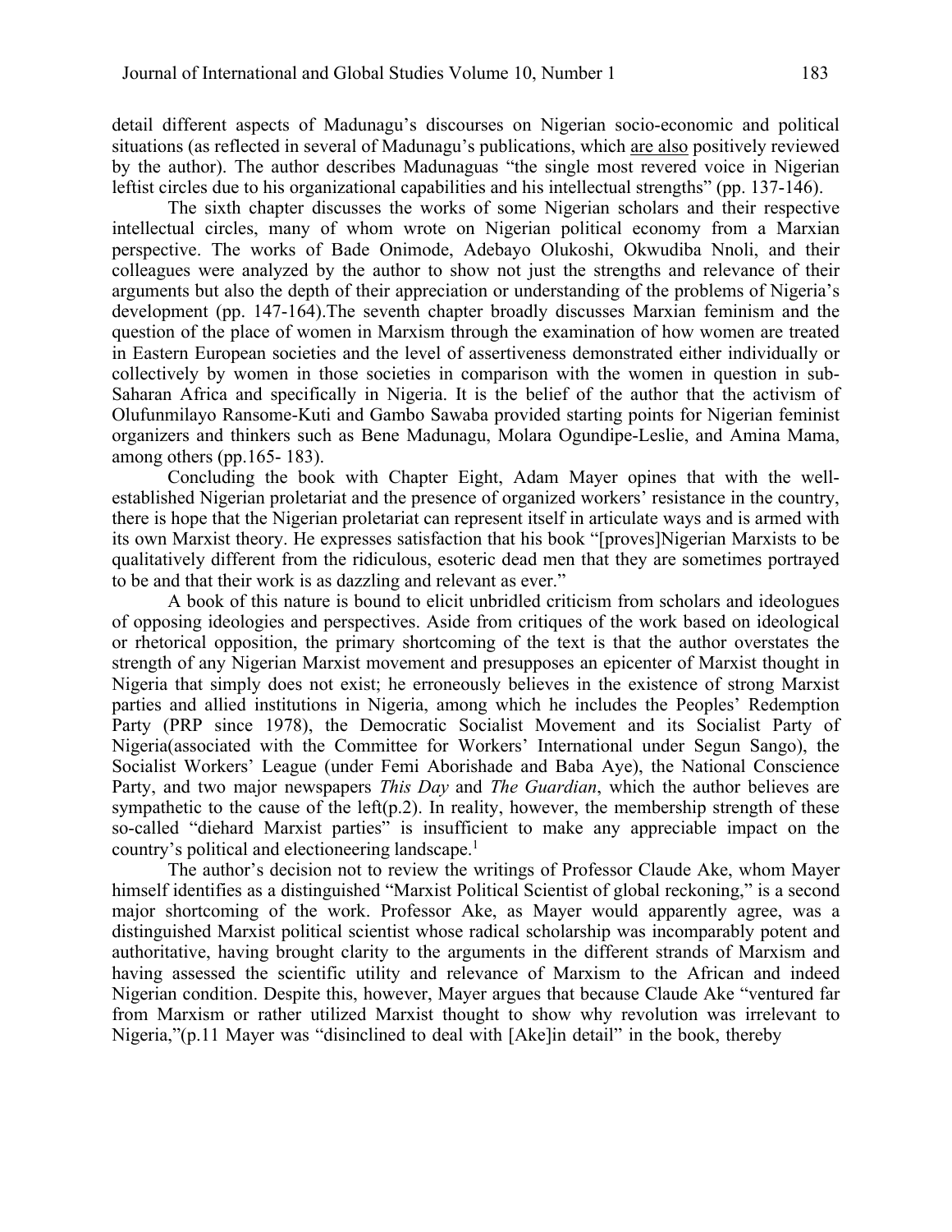detail different aspects of Madunagu's discourses on Nigerian socio-economic and political situations (as reflected in several of Madunagu's publications, which are also positively reviewed by the author). The author describes Madunaguas "the single most revered voice in Nigerian leftist circles due to his organizational capabilities and his intellectual strengths" (pp. 137-146).

The sixth chapter discusses the works of some Nigerian scholars and their respective intellectual circles, many of whom wrote on Nigerian political economy from a Marxian perspective. The works of Bade Onimode, Adebayo Olukoshi, Okwudiba Nnoli, and their colleagues were analyzed by the author to show not just the strengths and relevance of their arguments but also the depth of their appreciation or understanding of the problems of Nigeria's development (pp. 147-164).The seventh chapter broadly discusses Marxian feminism and the question of the place of women in Marxism through the examination of how women are treated in Eastern European societies and the level of assertiveness demonstrated either individually or collectively by women in those societies in comparison with the women in question in sub-Saharan Africa and specifically in Nigeria. It is the belief of the author that the activism of Olufunmilayo Ransome-Kuti and Gambo Sawaba provided starting points for Nigerian feminist organizers and thinkers such as Bene Madunagu, Molara Ogundipe-Leslie, and Amina Mama, among others (pp.165- 183).

Concluding the book with Chapter Eight, Adam Mayer opines that with the well-established Nigerian proletariat and the presence of organized workers' resistance in the country, there is hope that the Nigerian proletariat can represent itself in articulate ways and is armed with its own Marxist theory. He expresses satisfaction that his book "[proves]Nigerian Marxists to be qualitatively different from the ridiculous, esoteric dead men that they are sometimes portrayed to be and that their work is as dazzling and relevant as ever."

A book of this nature is bound to elicit unbridled criticism from scholars and ideologues of opposing ideologies and perspectives. Aside from critiques of the work based on ideological or rhetorical opposition, the primary shortcoming of the text is that the author overstates the strength of any Nigerian Marxist movement and presupposes an epicenter of Marxist thought in Nigeria that simply does not exist; he erroneously believes in the existence of strong Marxist parties and allied institutions in Nigeria, among which he includes the Peoples' Redemption Party (PRP since 1978), the Democratic Socialist Movement and its Socialist Party of Nigeria(associated with the Committee for Workers' International under Segun Sango), the Socialist Workers' League (under Femi Aborishade and Baba Aye), the National Conscience Party, and two major newspapers *This Day* and *The Guardian*, which the author believes are sympathetic to the cause of the left(p.2). In reality, however, the membership strength of these so-called "diehard Marxist parties" is insufficient to make any appreciable impact on the country's political and electioneering landscape.[1]

The author's decision not to review the writings of Professor Claude Ake, whom Mayer himself identifies as a distinguished "Marxist Political Scientist of global reckoning," is a second major shortcoming of the work. Professor Ake, as Mayer would apparently agree, was a distinguished Marxist political scientist whose radical scholarship was incomparably potent and authoritative, having brought clarity to the arguments in the different strands of Marxism and having assessed the scientific utility and relevance of Marxism to the African and indeed Nigerian condition. Despite this, however, Mayer argues that because Claude Ake "ventured far from Marxism or rather utilized Marxist thought to show why revolution was irrelevant to Nigeria,"(p.11 Mayer was "disinclined to deal with [Ake]in detail" in the book, thereby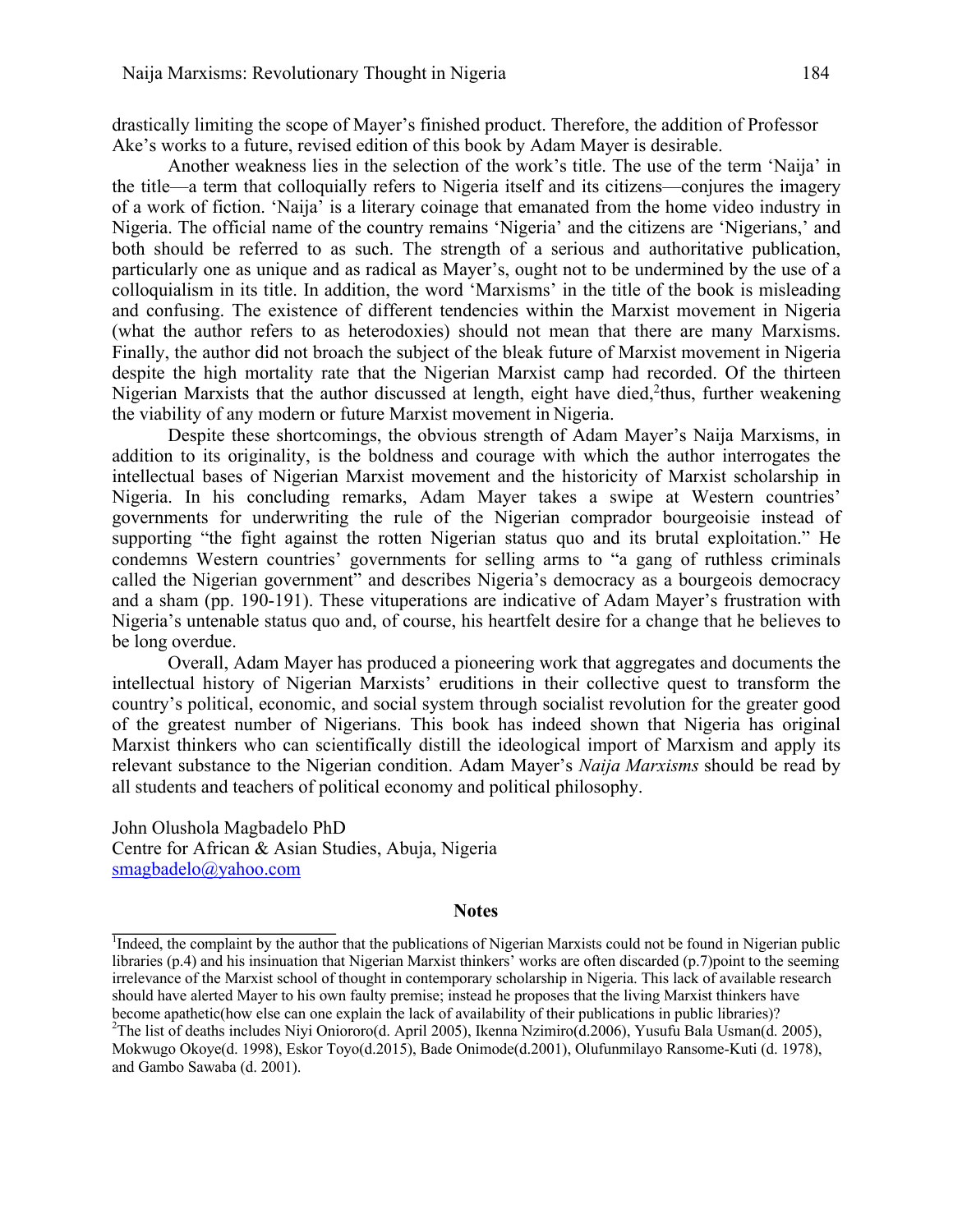drastically limiting the scope of Mayer's finished product. Therefore, the addition of Professor Ake's works to a future, revised edition of this book by Adam Mayer is desirable.

Another weakness lies in the selection of the work's title. The use of the term 'Naija' in the title—a term that colloquially refers to Nigeria itself and its citizens—conjures the imagery of a work of fiction. 'Naija' is a literary coinage that emanated from the home video industry in Nigeria. The official name of the country remains 'Nigeria' and the citizens are 'Nigerians,' and both should be referred to as such. The strength of a serious and authoritative publication, particularly one as unique and as radical as Mayer's, ought not to be undermined by the use of a colloquialism in its title. In addition, the word 'Marxisms' in the title of the book is misleading and confusing. The existence of different tendencies within the Marxist movement in Nigeria (what the author refers to as heterodoxies) should not mean that there are many Marxisms. Finally, the author did not broach the subject of the bleak future of Marxist movement in Nigeria despite the high mortality rate that the Nigerian Marxist camp had recorded. Of the thirteen Nigerian Marxists that the author discussed at length, eight have died,[2] thus, further weakening the viability of any modern or future Marxist movement in Nigeria.

Despite these shortcomings, the obvious strength of Adam Mayer's Naija Marxisms, in addition to its originality, is the boldness and courage with which the author interrogates the intellectual bases of Nigerian Marxist movement and the historicity of Marxist scholarship in Nigeria. In his concluding remarks, Adam Mayer takes a swipe at Western countries' governments for underwriting the rule of the Nigerian comprador bourgeoisie instead of supporting "the fight against the rotten Nigerian status quo and its brutal exploitation." He condemns Western countries' governments for selling arms to "a gang of ruthless criminals called the Nigerian government" and describes Nigeria's democracy as a bourgeois democracy and a sham (pp. 190-191). These vituperations are indicative of Adam Mayer's frustration with Nigeria's untenable status quo and, of course, his heartfelt desire for a change that he believes to be long overdue.

Overall, Adam Mayer has produced a pioneering work that aggregates and documents the intellectual history of Nigerian Marxists' eruditions in their collective quest to transform the country's political, economic, and social system through socialist revolution for the greater good of the greatest number of Nigerians. This book has indeed shown that Nigeria has original Marxist thinkers who can scientifically distill the ideological import of Marxism and apply its relevant substance to the Nigerian condition. Adam Mayer's *Naija Marxisms* should be read by all students and teachers of political economy and political philosophy.

John Olushola Magbadelo PhD
Centre for African & Asian Studies, Abuja, Nigeria
smagbadelo@yahoo.com

## Notes

[1]Indeed, the complaint by the author that the publications of Nigerian Marxists could not be found in Nigerian public libraries (p.4) and his insinuation that Nigerian Marxist thinkers' works are often discarded (p.7)point to the seeming irrelevance of the Marxist school of thought in contemporary scholarship in Nigeria. This lack of available research should have alerted Mayer to his own faulty premise; instead he proposes that the living Marxist thinkers have become apathetic(how else can one explain the lack of availability of their publications in public libraries)?

[2]The list of deaths includes Niyi Oniororo(d. April 2005), Ikenna Nzimiro(d.2006), Yusufu Bala Usman(d. 2005), Mokwugo Okoye(d. 1998), Eskor Toyo(d.2015), Bade Onimode(d.2001), Olufunmilayo Ransome-Kuti (d. 1978), and Gambo Sawaba (d. 2001).